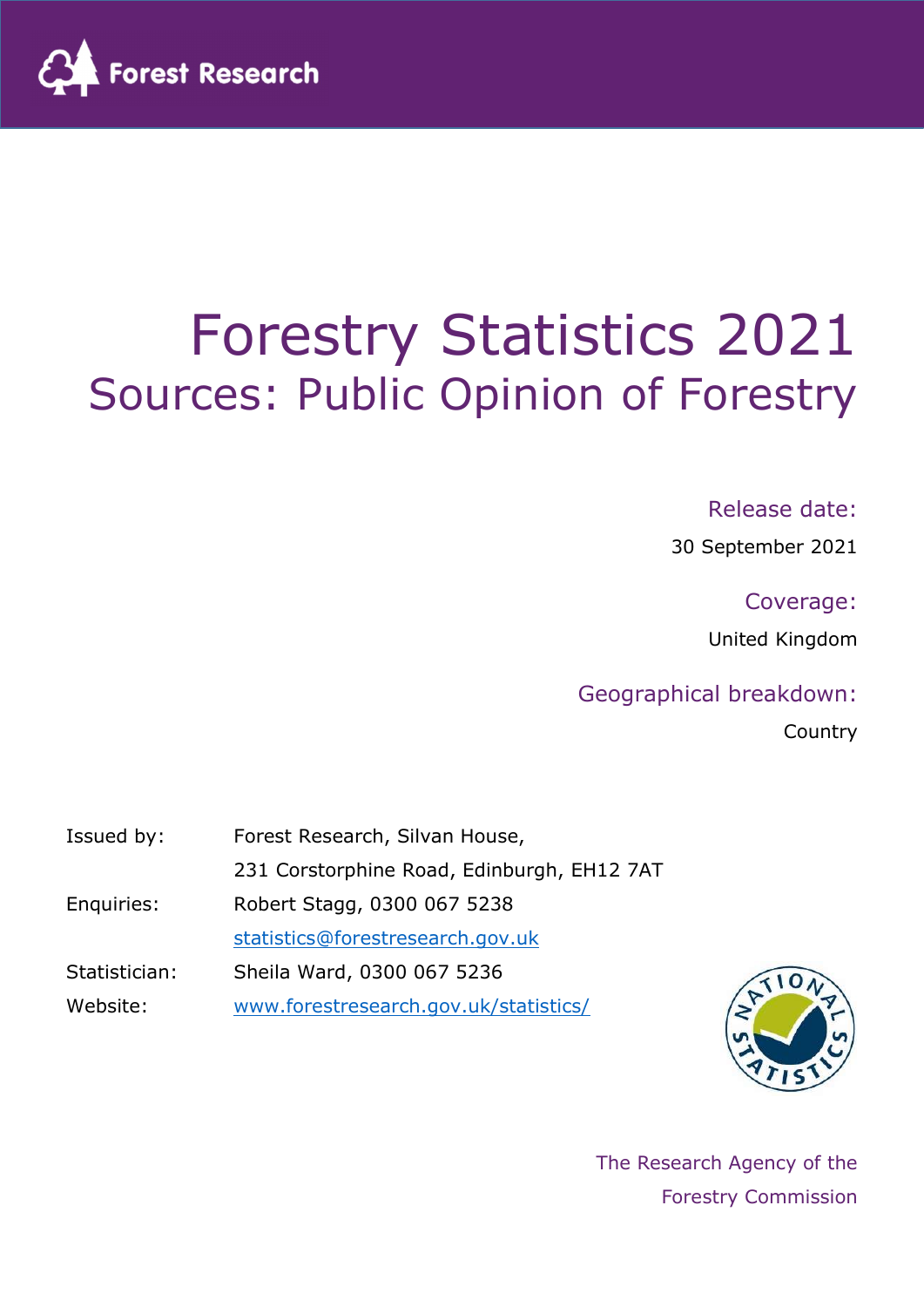Forest Research

# Forestry Statistics 2021

## Sources: Public Opinion of Forestry

Release date:

30 September 2021

Coverage:

United Kingdom

Geographical breakdown:

Country

| | |
|---|---|
| Issued by: | Forest Research, Silvan House, |
| | 231 Corstorphine Road, Edinburgh, EH12 7AT |
| Enquiries: | Robert Stagg, 0300 067 5238 |
| | statistics@forestresearch.gov.uk |
| Statistician: | Sheila Ward, 0300 067 5236 |
| Website: | www.forestresearch.gov.uk/statistics/ |

The Research Agency of the Forestry Commission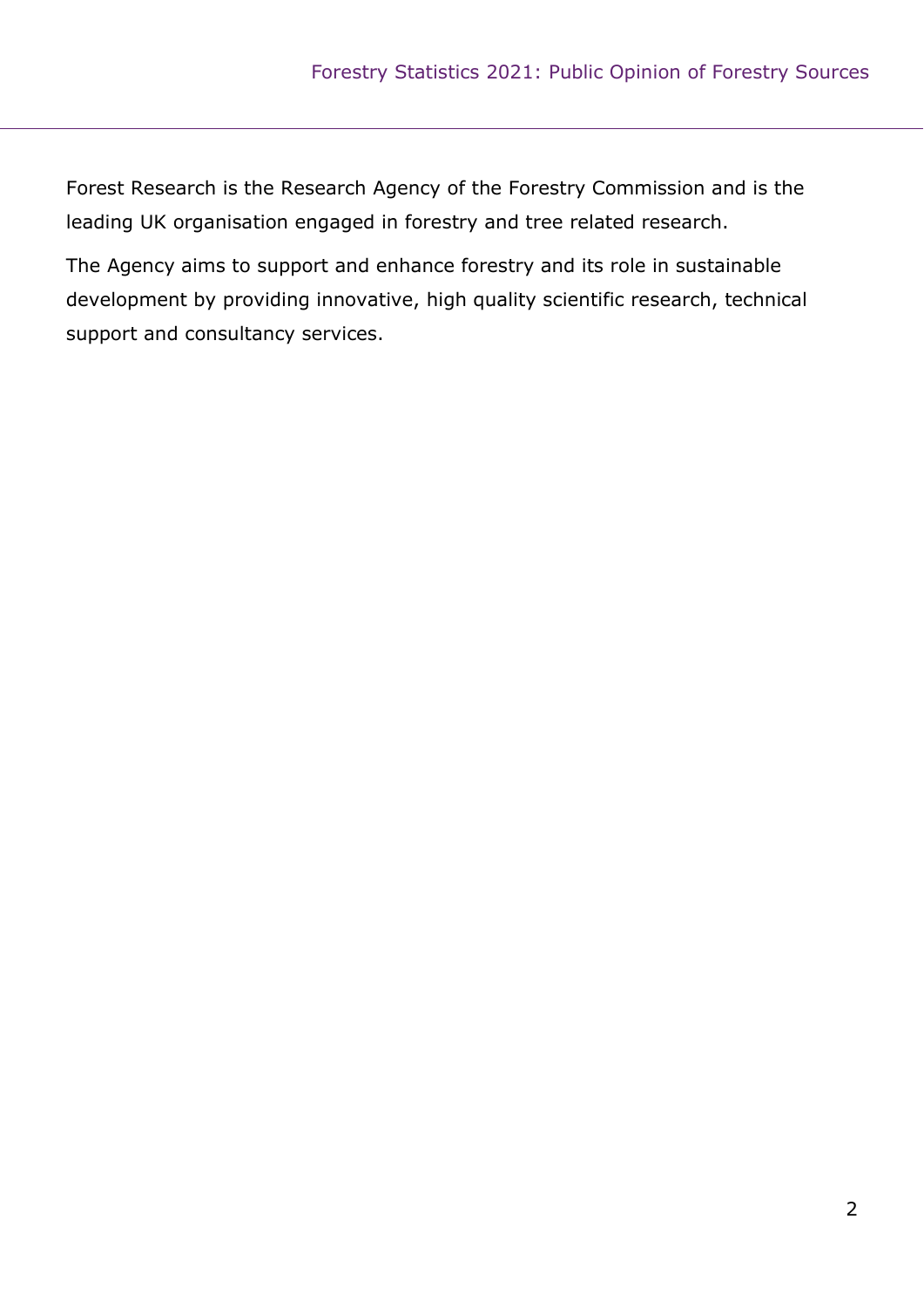Forest Research is the Research Agency of the Forestry Commission and is the leading UK organisation engaged in forestry and tree related research.

The Agency aims to support and enhance forestry and its role in sustainable development by providing innovative, high quality scientific research, technical support and consultancy services.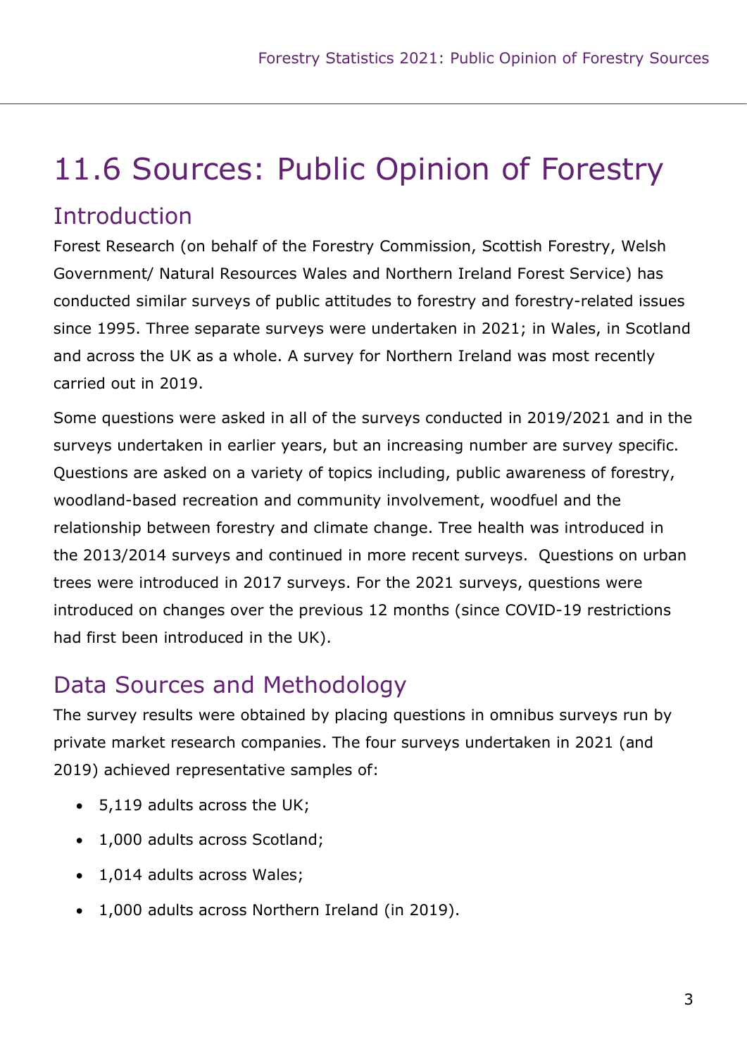# 11.6 Sources: Public Opinion of Forestry

## Introduction

Forest Research (on behalf of the Forestry Commission, Scottish Forestry, Welsh Government/ Natural Resources Wales and Northern Ireland Forest Service) has conducted similar surveys of public attitudes to forestry and forestry-related issues since 1995. Three separate surveys were undertaken in 2021; in Wales, in Scotland and across the UK as a whole. A survey for Northern Ireland was most recently carried out in 2019.

Some questions were asked in all of the surveys conducted in 2019/2021 and in the surveys undertaken in earlier years, but an increasing number are survey specific. Questions are asked on a variety of topics including, public awareness of forestry, woodland-based recreation and community involvement, woodfuel and the relationship between forestry and climate change. Tree health was introduced in the 2013/2014 surveys and continued in more recent surveys. Questions on urban trees were introduced in 2017 surveys. For the 2021 surveys, questions were introduced on changes over the previous 12 months (since COVID-19 restrictions had first been introduced in the UK).

## Data Sources and Methodology

The survey results were obtained by placing questions in omnibus surveys run by private market research companies. The four surveys undertaken in 2021 (and 2019) achieved representative samples of:

- 5,119 adults across the UK;
- 1,000 adults across Scotland;
- 1,014 adults across Wales;
- 1,000 adults across Northern Ireland (in 2019).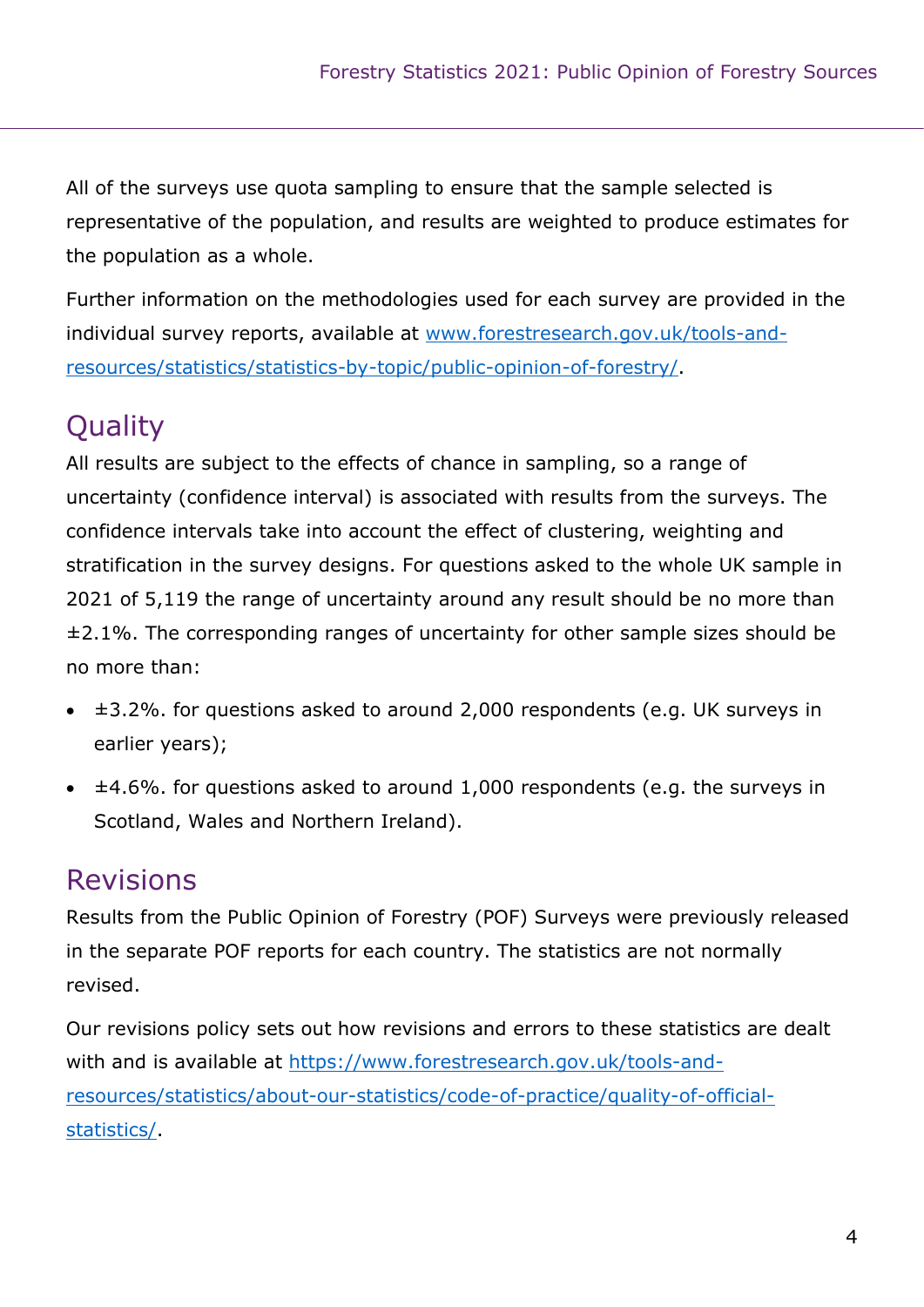All of the surveys use quota sampling to ensure that the sample selected is representative of the population, and results are weighted to produce estimates for the population as a whole.

Further information on the methodologies used for each survey are provided in the individual survey reports, available at [www.forestresearch.gov.uk/tools-and-resources/statistics/statistics-by-topic/public-opinion-of-forestry/](http://www.forestresearch.gov.uk/tools-and-resources/statistics/statistics-by-topic/public-opinion-of-forestry/).

## Quality

All results are subject to the effects of chance in sampling, so a range of uncertainty (confidence interval) is associated with results from the surveys. The confidence intervals take into account the effect of clustering, weighting and stratification in the survey designs. For questions asked to the whole UK sample in 2021 of 5,119 the range of uncertainty around any result should be no more than ±2.1%. The corresponding ranges of uncertainty for other sample sizes should be no more than:

- ±3.2%. for questions asked to around 2,000 respondents (e.g. UK surveys in earlier years);
- ±4.6%. for questions asked to around 1,000 respondents (e.g. the surveys in Scotland, Wales and Northern Ireland).

## Revisions

Results from the Public Opinion of Forestry (POF) Surveys were previously released in the separate POF reports for each country. The statistics are not normally revised.

Our revisions policy sets out how revisions and errors to these statistics are dealt with and is available at [https://www.forestresearch.gov.uk/tools-and-resources/statistics/about-our-statistics/code-of-practice/quality-of-official-statistics/](https://www.forestresearch.gov.uk/tools-and-resources/statistics/about-our-statistics/code-of-practice/quality-of-official-statistics/).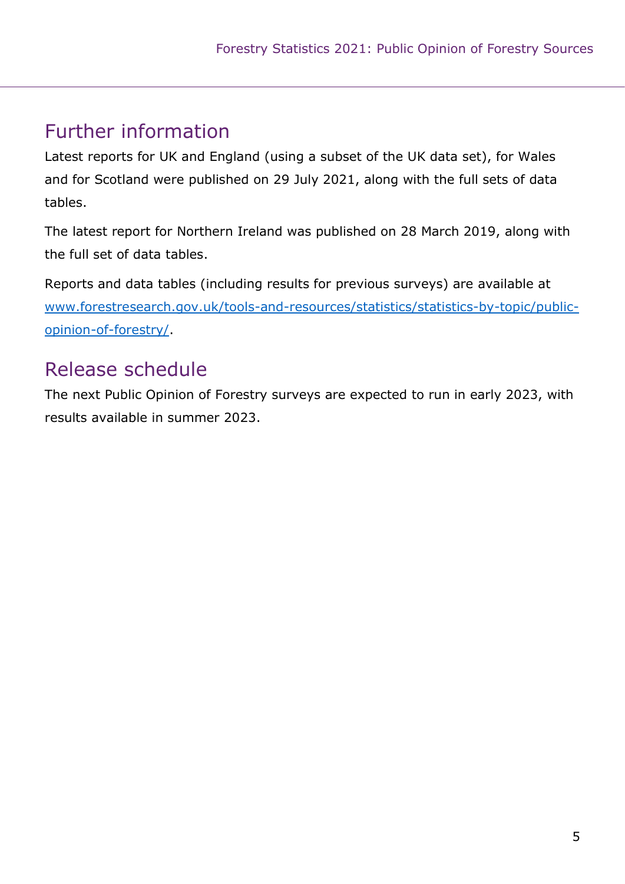## Further information

Latest reports for UK and England (using a subset of the UK data set), for Wales and for Scotland were published on 29 July 2021, along with the full sets of data tables.

The latest report for Northern Ireland was published on 28 March 2019, along with the full set of data tables.

Reports and data tables (including results for previous surveys) are available at [www.forestresearch.gov.uk/tools-and-resources/statistics/statistics-by-topic/public-opinion-of-forestry/](www.forestresearch.gov.uk/tools-and-resources/statistics/statistics-by-topic/public-opinion-of-forestry/).

## Release schedule

The next Public Opinion of Forestry surveys are expected to run in early 2023, with results available in summer 2023.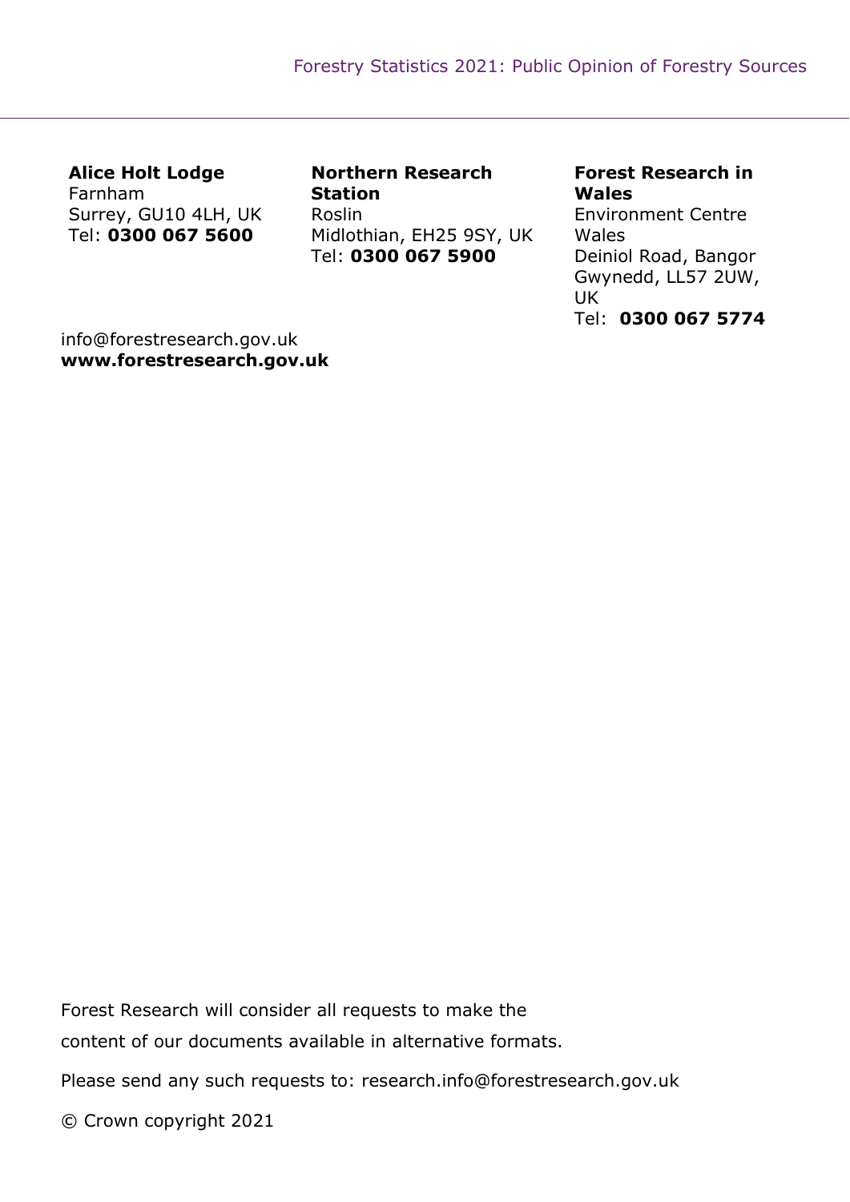**Alice Holt Lodge**
Farnham
Surrey, GU10 4LH, UK
Tel: **0300 067 5600**

**Northern Research Station**
Roslin
Midlothian, EH25 9SY, UK
Tel: **0300 067 5900**

**Forest Research in Wales**
Environment Centre Wales
Deiniol Road, Bangor
Gwynedd, LL57 2UW, UK
Tel: **0300 067 5774**

info@forestresearch.gov.uk
**www.forestresearch.gov.uk**

Forest Research will consider all requests to make the content of our documents available in alternative formats.

Please send any such requests to: research.info@forestresearch.gov.uk

© Crown copyright 2021